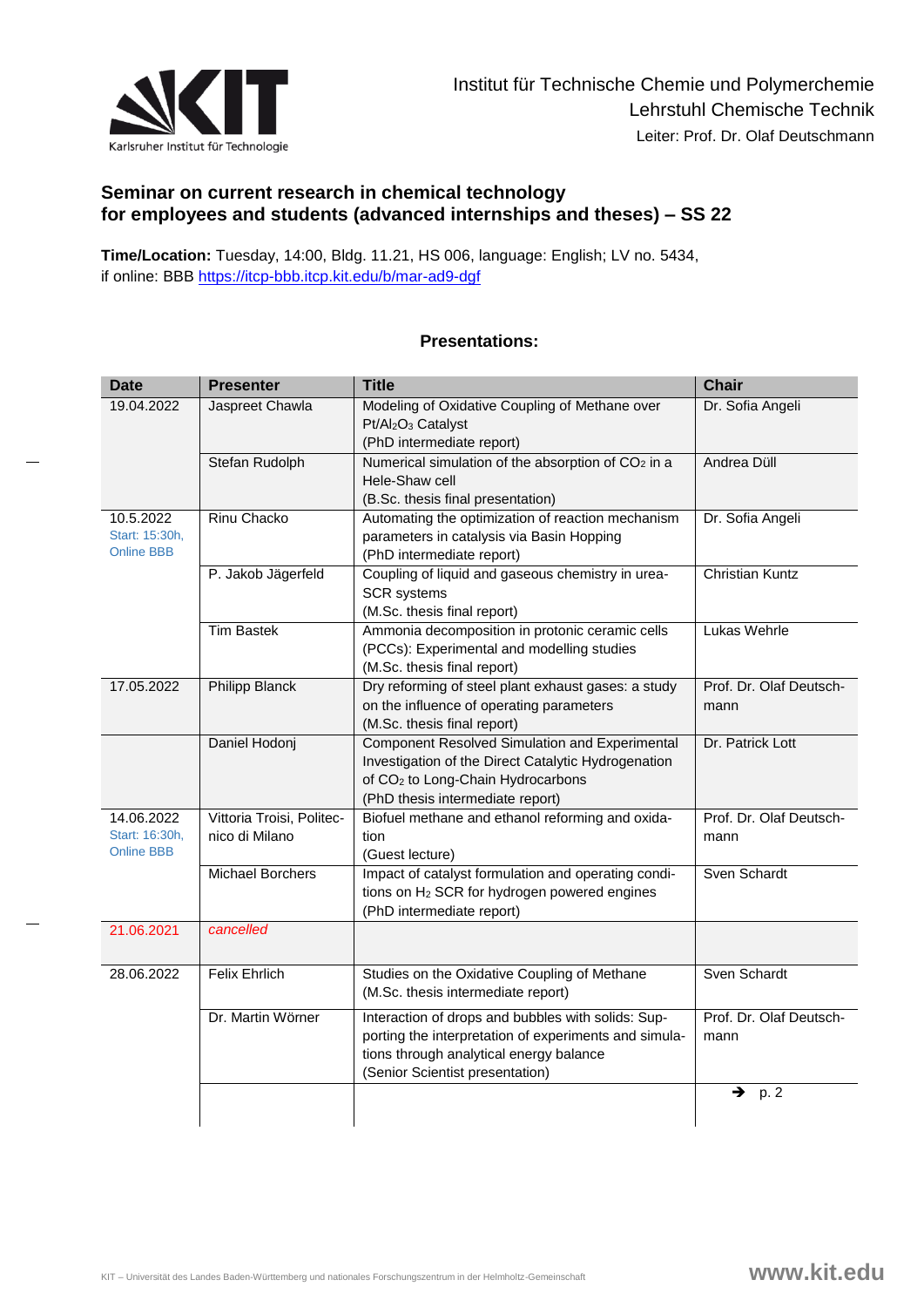Institut für Technische Chemie und Polymerchemie
Lehrstuhl Chemische Technik
Leiter: Prof. Dr. Olaf Deutschmann

## Seminar on current research in chemical technology for employees and students (advanced internships and theses) – SS 22

**Time/Location:** Tuesday, 14:00, Bldg. 11.21, HS 006, language: English; LV no. 5434,
if online: BBB https://itcp-bbb.itcp.kit.edu/b/mar-ad9-dgf

### Presentations:

| Date | Presenter | Title | Chair |
|---|---|---|---|
| 19.04.2022 | Jaspreet Chawla | Modeling of Oxidative Coupling of Methane over $Pt/Al_2O_3$ Catalyst (PhD intermediate report) | Dr. Sofia Angeli |
| | Stefan Rudolph | Numerical simulation of the absorption of $CO_2$ in a Hele-Shaw cell (B.Sc. thesis final presentation) | Andrea Düll |
| 10.5.2022 Start: 15:30h, Online BBB | Rinu Chacko | Automating the optimization of reaction mechanism parameters in catalysis via Basin Hopping (PhD intermediate report) | Dr. Sofia Angeli |
| | P. Jakob Jägerfeld | Coupling of liquid and gaseous chemistry in urea-SCR systems (M.Sc. thesis final report) | Christian Kuntz |
| | Tim Bastek | Ammonia decomposition in protonic ceramic cells (PCCs): Experimental and modelling studies (M.Sc. thesis final report) | Lukas Wehrle |
| 17.05.2022 | Philipp Blanck | Dry reforming of steel plant exhaust gases: a study on the influence of operating parameters (M.Sc. thesis final report) | Prof. Dr. Olaf Deutschmann |
| | Daniel Hodonj | Component Resolved Simulation and Experimental Investigation of the Direct Catalytic Hydrogenation of $CO_2$ to Long-Chain Hydrocarbons (PhD thesis intermediate report) | Dr. Patrick Lott |
| 14.06.2022 Start: 16:30h, Online BBB | Vittoria Troisi, Politecnico di Milano | Biofuel methane and ethanol reforming and oxidation (Guest lecture) | Prof. Dr. Olaf Deutschmann |
| | Michael Borchers | Impact of catalyst formulation and operating conditions on $H_2$ SCR for hydrogen powered engines (PhD intermediate report) | Sven Schardt |
| 21.06.2021 | *cancelled* | | |
| 28.06.2022 | Felix Ehrlich | Studies on the Oxidative Coupling of Methane (M.Sc. thesis intermediate report) | Sven Schardt |
| | Dr. Martin Wörner | Interaction of drops and bubbles with solids: Supporting the interpretation of experiments and simulations through analytical energy balance (Senior Scientist presentation) | Prof. Dr. Olaf Deutschmann |
| | | | → p. 2 |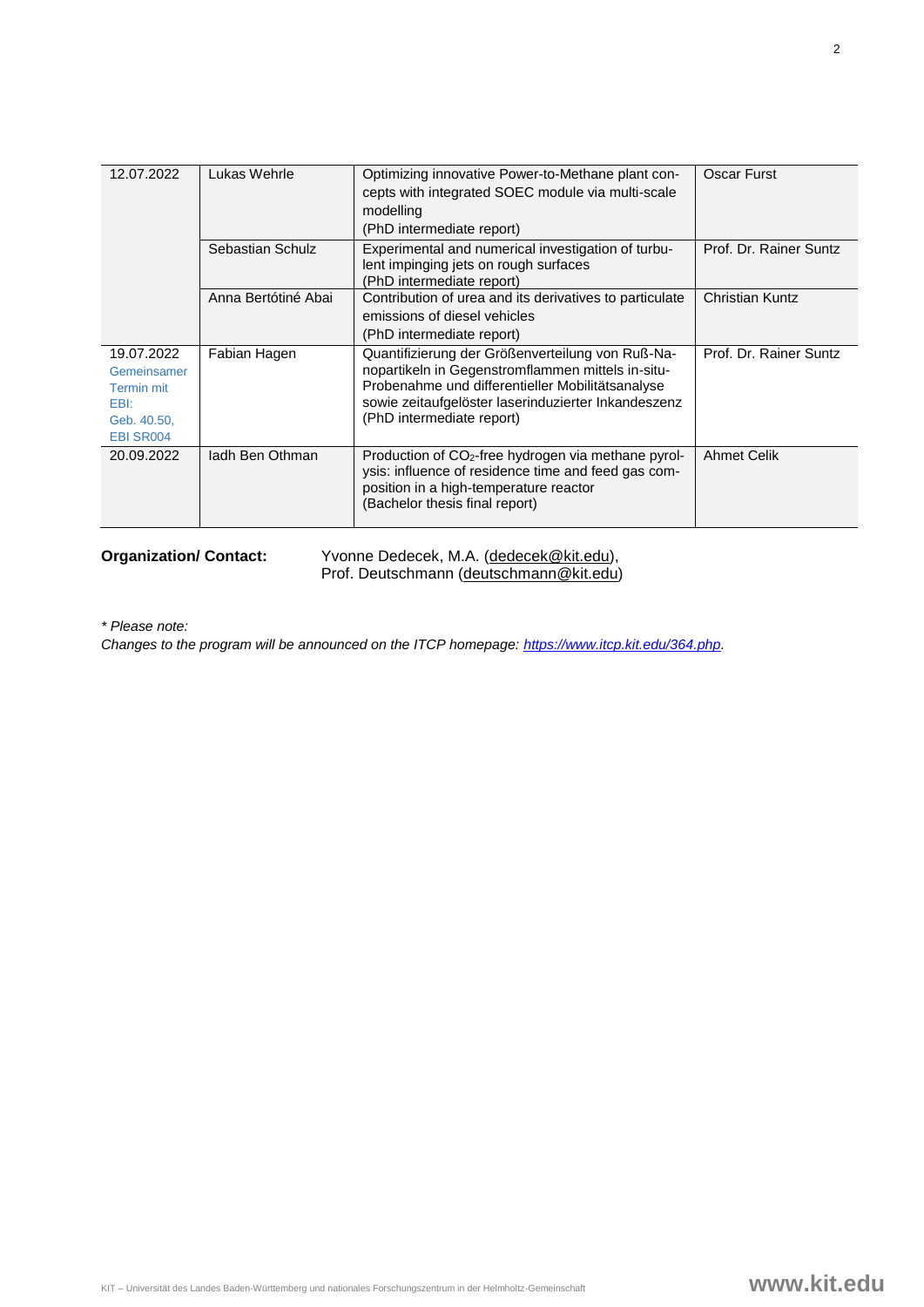| | | | |
|---|---|---|---|
| 12.07.2022 | Lukas Wehrle | Optimizing innovative Power-to-Methane plant concepts with integrated SOEC module via multi-scale modelling<br>(PhD intermediate report) | Oscar Furst |
| | Sebastian Schulz | Experimental and numerical investigation of turbulent impinging jets on rough surfaces<br>(PhD intermediate report) | Prof. Dr. Rainer Suntz |
| | Anna Bertótiné Abai | Contribution of urea and its derivatives to particulate emissions of diesel vehicles<br>(PhD intermediate report) | Christian Kuntz |
| 19.07.2022<br>Gemeinsamer Termin mit EBI:<br>Geb. 40.50, EBI SR004 | Fabian Hagen | Quantifizierung der Größenverteilung von Ruß-Nanopartikeln in Gegenstromflammen mittels in-situ-Probenahme und differentieller Mobilitätsanalyse sowie zeitaufgelöster laserinduzierter Inkandeszenz<br>(PhD intermediate report) | Prof. Dr. Rainer Suntz |
| 20.09.2022 | Iadh Ben Othman | Production of $CO_2$-free hydrogen via methane pyrolysis: influence of residence time and feed gas composition in a high-temperature reactor<br>(Bachelor thesis final report) | Ahmet Celik |

**Organization/ Contact:** Yvonne Dedecek, M.A. (dedecek@kit.edu), Prof. Deutschmann (deutschmann@kit.edu)

*\* Please note:*

*Changes to the program will be announced on the ITCP homepage: https://www.itcp.kit.edu/364.php.*